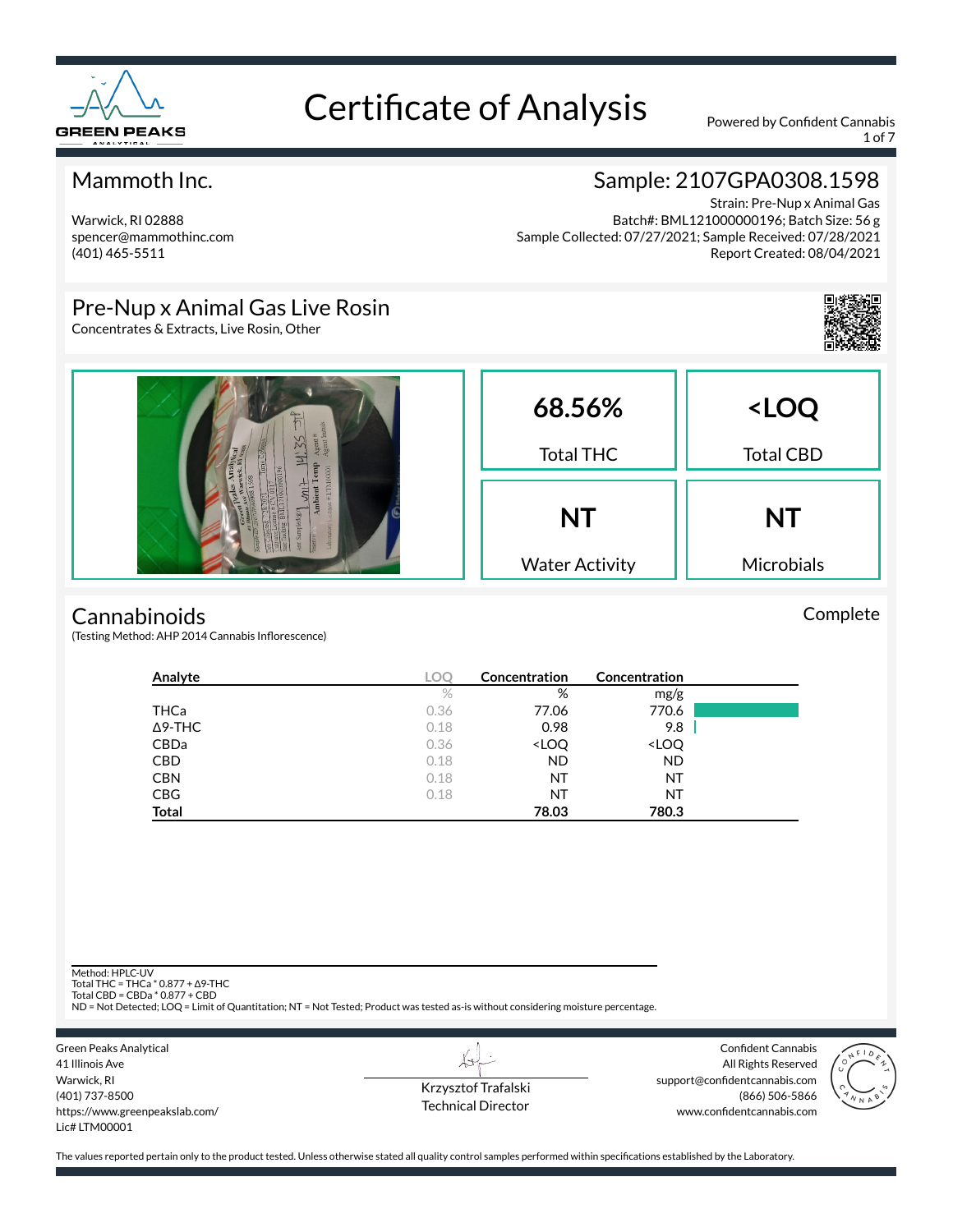# Certificate of Analysis

Powered by Confident Cannabis

## Mammoth Inc.

Warwick, RI 02888
spencer@mammothinc.com
(401) 465-5511

## Sample: 2107GPA0308.1598

Strain: Pre-Nup x Animal Gas
Batch#: BML121000000196; Batch Size: 56 g
Sample Collected: 07/27/2021; Sample Received: 07/28/2021
Report Created: 08/04/2021

## Pre-Nup x Animal Gas Live Rosin

Concentrates & Extracts, Live Rosin, Other

| 68.56% | <LOQ |
|---|---|
| Total THC | Total CBD |
| **NT** | **NT** |
| Water Activity | Microbials |

## Cannabinoids

Complete

(Testing Method: AHP 2014 Cannabis Inflorescence)

| Analyte | LOQ | Concentration | Concentration |
|---|---|---|---|
| | % | % | mg/g |
| THCa | 0.36 | 77.06 | 770.6 |
| Δ9-THC | 0.18 | 0.98 | 9.8 |
| CBDa | 0.36 | <LOQ | <LOQ |
| CBD | 0.18 | ND | ND |
| CBN | 0.18 | NT | NT |
| CBG | 0.18 | NT | NT |
| **Total** | | **78.03** | **780.3** |

Method: HPLC-UV
Total THC = THCa * 0.877 + Δ9-THC
Total CBD = CBDa * 0.877 + CBD
ND = Not Detected; LOQ = Limit of Quantitation; NT = Not Tested; Product was tested as-is without considering moisture percentage.

Green Peaks Analytical
41 Illinois Ave
Warwick, RI
(401) 737-8500
https://www.greenpeakslab.com/
Lic# LTM00001

Krzysztof Trafalski
Technical Director

Confident Cannabis
All Rights Reserved
support@confidentcannabis.com
(866) 506-5866
www.confidentcannabis.com

The values reported pertain only to the product tested. Unless otherwise stated all quality control samples performed within specifications established by the Laboratory.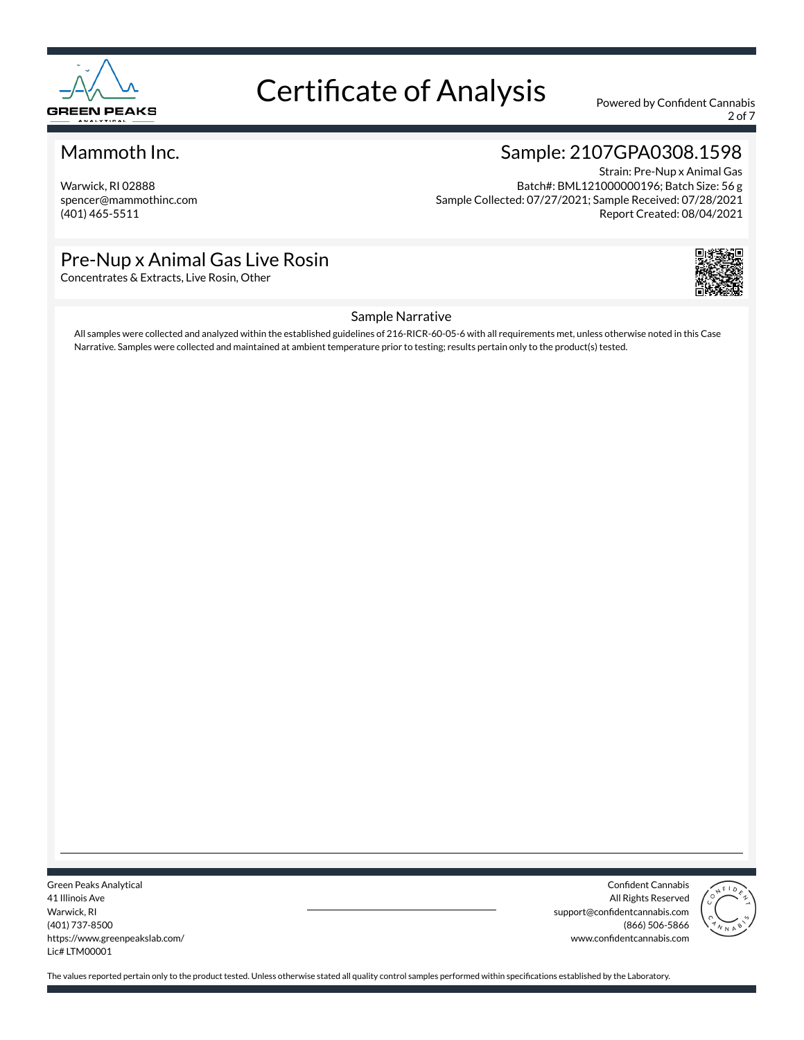# Certificate of Analysis

Powered by Confident Cannabis

## Mammoth Inc.

Warwick, RI 02888
spencer@mammothinc.com
(401) 465-5511

## Sample: 2107GPA0308.1598

Strain: Pre-Nup x Animal Gas
Batch#: BML121000000196; Batch Size: 56 g
Sample Collected: 07/27/2021; Sample Received: 07/28/2021
Report Created: 08/04/2021

## Pre-Nup x Animal Gas Live Rosin

Concentrates & Extracts, Live Rosin, Other

### Sample Narrative

All samples were collected and analyzed within the established guidelines of 216-RICR-60-05-6 with all requirements met, unless otherwise noted in this Case Narrative. Samples were collected and maintained at ambient temperature prior to testing; results pertain only to the product(s) tested.

Green Peaks Analytical
41 Illinois Ave
Warwick, RI
(401) 737-8500
https://www.greenpeakslab.com/
Lic# LTM00001

Confident Cannabis
All Rights Reserved
support@confidentcannabis.com
(866) 506-5866
www.confidentcannabis.com

The values reported pertain only to the product tested. Unless otherwise stated all quality control samples performed within specifications established by the Laboratory.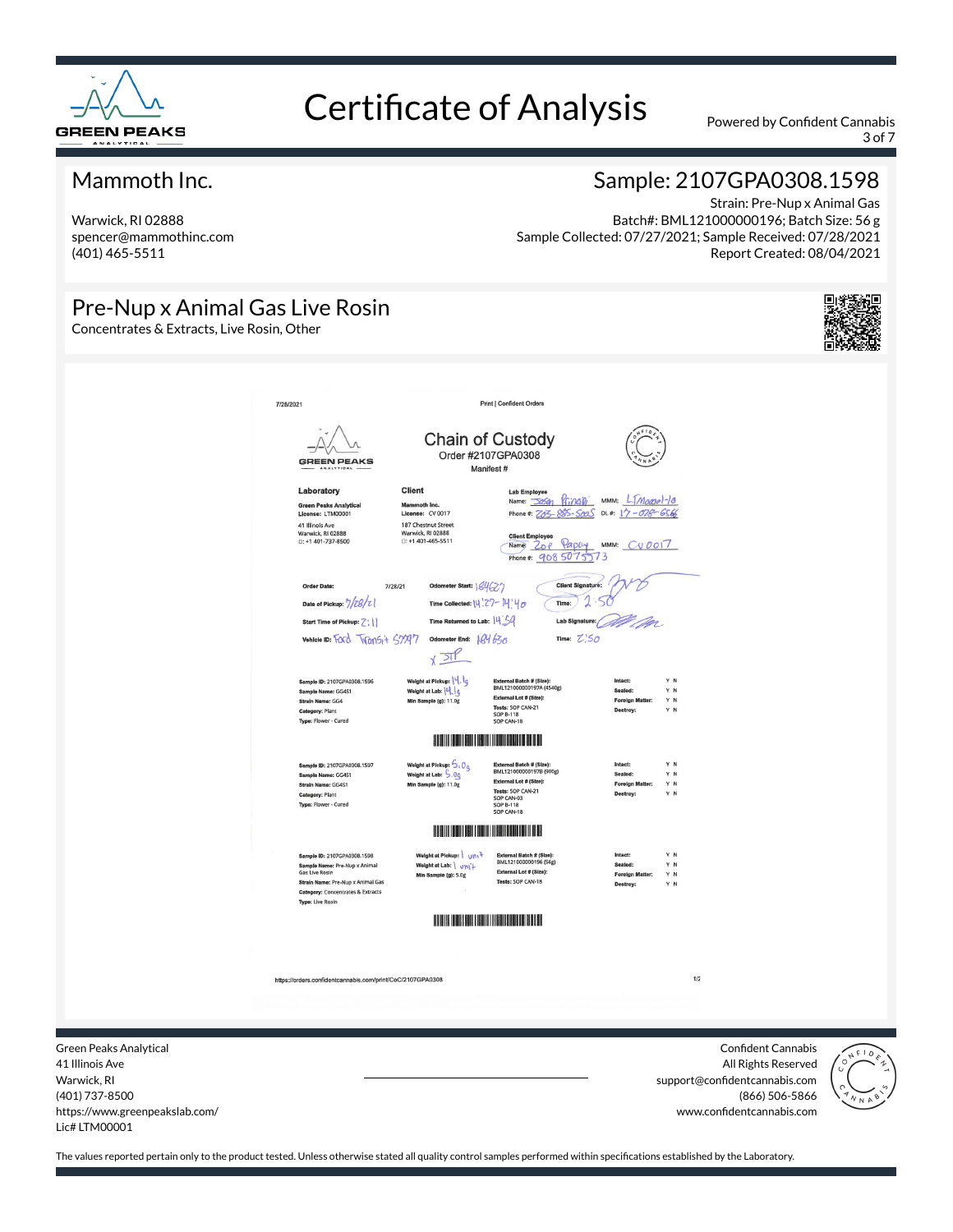# Certificate of Analysis

## Mammoth Inc.

Warwick, RI 02888
spencer@mammothinc.com
(401) 465-5511

## Sample: 2107GPA0308.1598

Strain: Pre-Nup x Animal Gas
Batch#: BML121000000196; Batch Size: 56 g
Sample Collected: 07/27/2021; Sample Received: 07/28/2021
Report Created: 08/04/2021

## Pre-Nup x Animal Gas Live Rosin

Concentrates & Extracts, Live Rosin, Other

7/28/2021 — Print | Confident Orders

### Chain of Custody

Order #2107GPA0308
Manifest #

**Laboratory**
Green Peaks Analytical
License: LTM00001
41 Illinois Ave
Warwick, RI 02888
O: +1 401-737-8500

**Client**
Mammoth Inc.
License: CV 0017
187 Chestnut Street
Warwick, RI 02888
O: +1 401-465-5511

**Lab Employee**
Name: Sean Pringle — MMM: LTMosel-10
Phone #: 203-885-5005 — DL #: 17-078-6566

**Client Employee**
Name: Zoe Papoy — MMM: CV0017
Phone #: 908 5075573

Order Date: 7/28/21
Date of Pickup: 7/28/21
Start Time of Pickup: 2:11
Vehicle ID: Ford Transit 57797

Odometer Start: 184627
Time Collected: 14:27-14:40
Time Returned to Lab: 14:59
Odometer End: 184630

Client Signature:
Time: 2:50
Lab Signature:
Time: 2:50

| Sample | Weight | External Batch / Tests | Checks |
|---|---|---|---|
| Sample ID: 2107GPA0308.1596<br>Sample Name: GG4S1<br>Strain Name: GG4<br>Category: Plant<br>Type: Flower - Cured | Weight at Pickup: 14.1g<br>Weight at Lab: 14.1g<br>Min Sample (g): 11.0g | External Batch # (Size): BML121000000197A (4540g)<br>External Lot # (Size):<br>Tests: SOP CAN-21, SOP B-118, SOP CAN-18 | Intact: Y N<br>Sealed: Y N<br>Foreign Matter: Y N<br>Destroy: Y N |
| Sample ID: 2107GPA0308.1597<br>Sample Name: GG4S1<br>Strain Name: GG4S1<br>Category: Plant<br>Type: Flower - Cured | Weight at Pickup: 5.0g<br>Weight at Lab: 5.0g<br>Min Sample (g): 11.0g | External Batch # (Size): BML121000000197B (900g)<br>External Lot # (Size):<br>Tests: SOP CAN-21, SOP CAN-03, SOP B-118, SOP CAN-18 | Intact: Y N<br>Sealed: Y N<br>Foreign Matter: Y N<br>Destroy: Y N |
| Sample ID: 2107GPA0308.1598<br>Sample Name: Pre-Nup x Animal Gas Live Rosin<br>Strain Name: Pre-Nup x Animal Gas<br>Category: Concentrates & Extracts<br>Type: Live Rosin | Weight at Pickup: 1 unit<br>Weight at Lab: 1 unit<br>Min Sample (g): 5.0g | External Batch # (Size): BML121000000196 (54g)<br>External Lot # (Size):<br>Tests: SOP CAN-18 | Intact: Y N<br>Sealed: Y N<br>Foreign Matter: Y N<br>Destroy: Y N |

https://orders.confidentcannabis.com/print/CoC/2107GPA0308 — 1/2

Green Peaks Analytical
41 Illinois Ave
Warwick, RI
(401) 737-8500
https://www.greenpeakslab.com/
Lic# LTM00001

Confident Cannabis
All Rights Reserved
support@confidentcannabis.com
(866) 506-5866
www.confidentcannabis.com

The values reported pertain only to the product tested. Unless otherwise stated all quality control samples performed within specifications established by the Laboratory.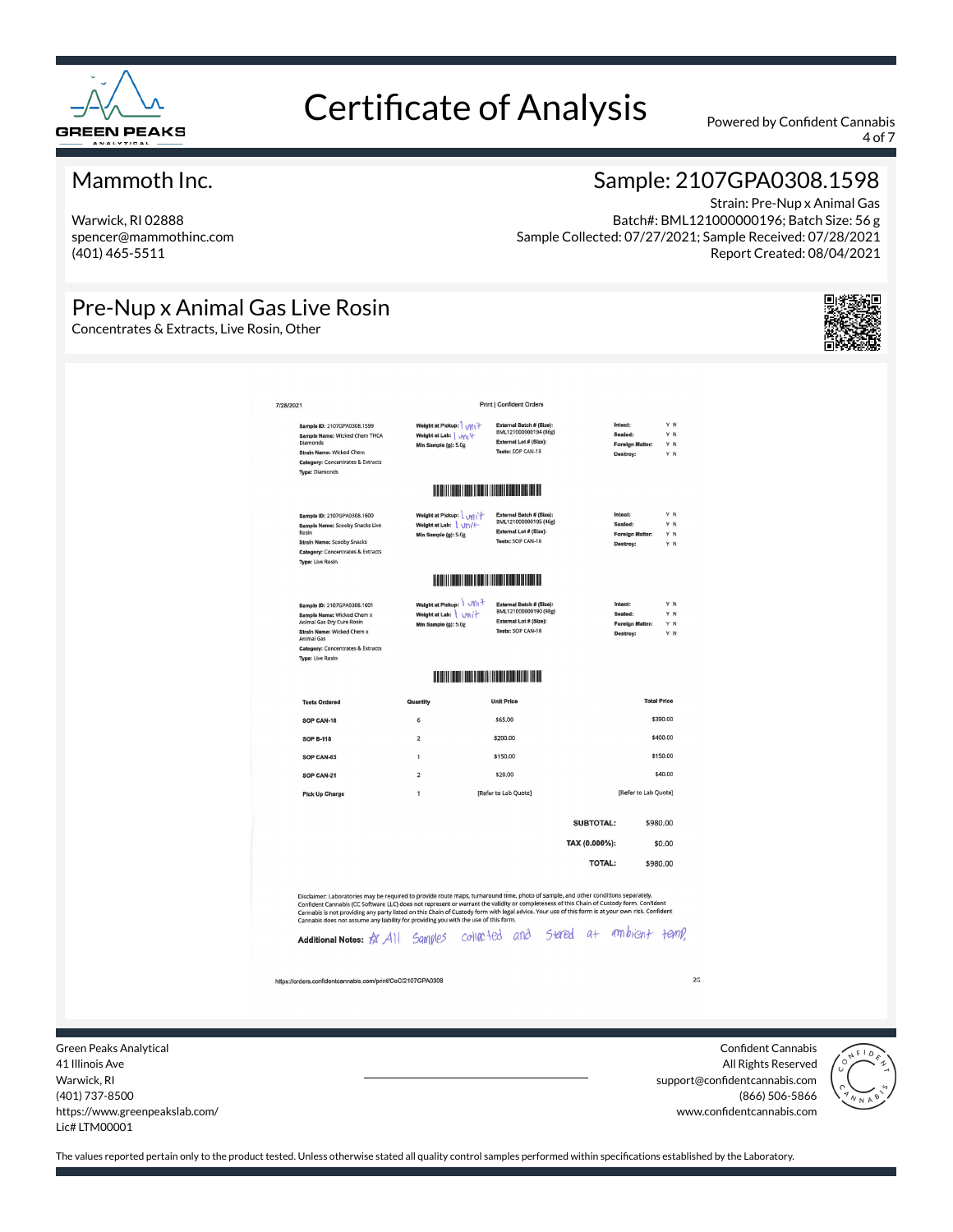# Certificate of Analysis

Powered by Confident Cannabis

## Mammoth Inc.

Warwick, RI 02888
spencer@mammothinc.com
(401) 465-5511

## Sample: 2107GPA0308.1598

Strain: Pre-Nup x Animal Gas
Batch#: BML121000000196; Batch Size: 56 g
Sample Collected: 07/27/2021; Sample Received: 07/28/2021
Report Created: 08/04/2021

## Pre-Nup x Animal Gas Live Rosin

Concentrates & Extracts, Live Rosin, Other

7/28/2021 Print | Confident Orders

**Sample ID:** 2107GPA0308.1599
**Sample Name:** Wicked Chem THCA Diamonds
**Strain Name:** Wicked Chem
**Category:** Concentrates & Extracts
**Type:** Diamonds
**Weight at Pickup:** 1 unit
**Weight at Lab:** 1 unit
**Min Sample (g):** 5.0g
**External Batch # (Size):** BML121000000194 (86g)
**External Lot # (Size):**
**Tests:** SOP CAN-18
**Intact:** Y N
**Sealed:** Y N
**Foreign Matter:** Y N
**Destroy:** Y N

**Sample ID:** 2107GPA0308.1600
**Sample Name:** Scooby Snacks Live Rosin
**Strain Name:** Scooby Snacks
**Category:** Concentrates & Extracts
**Type:** Live Rosin
**Weight at Pickup:** 1 unit
**Weight at Lab:** 1 unit
**Min Sample (g):** 5.0g
**External Batch # (Size):** BML121000000195 (46g)
**External Lot # (Size):**
**Tests:** SOP CAN-18
**Intact:** Y N
**Sealed:** Y N
**Foreign Matter:** Y N
**Destroy:** Y N

**Sample ID:** 2107GPA0308.1601
**Sample Name:** Wicked Chem x Animal Gas Dry Cure Rosin
**Strain Name:** Wicked Chem x Animal Gas
**Category:** Concentrates & Extracts
**Type:** Live Rosin
**Weight at Pickup:** 1 unit
**Weight at Lab:** 1 unit
**Min Sample (g):** 5.0g
**External Batch # (Size):** BML121000000190 (98g)
**External Lot # (Size):**
**Tests:** SOP CAN-18
**Intact:** Y N
**Sealed:** Y N
**Foreign Matter:** Y N
**Destroy:** Y N

| Tests Ordered | Quantity | Unit Price | Total Price |
|---|---|---|---|
| SOP CAN-18 | 6 | $65.00 | $390.00 |
| SOP B-118 | 2 | $200.00 | $400.00 |
| SOP CAN-03 | 1 | $150.00 | $150.00 |
| SOP CAN-21 | 2 | $20.00 | $40.00 |
| Pick Up Charge | 1 | [Refer to Lab Quote] | [Refer to Lab Quote] |

| | |
|---|---|
| SUBTOTAL: | $980.00 |
| TAX (0.000%): | $0.00 |
| TOTAL: | $980.00 |

Disclaimer: Laboratories may be required to provide route maps, turnaround time, photo of sample, and other conditions separately. Confident Cannabis (CC Software LLC) does not represent or warrant the validity or completeness of this Chain of Custody form. Confident Cannabis is not providing any party listed on this Chain of Custody form with legal advice. Your use of this form is at your own risk. Confident Cannabis does not assume any liability for providing you with the use of this form.

**Additional Notes:** ☆ All Samples collected and stored at ambient temp.

https://orders.confidentcannabis.com/print/CoC/2107GPA0308 2/2

Green Peaks Analytical
41 Illinois Ave
Warwick, RI
(401) 737-8500
https://www.greenpeakslab.com/
Lic# LTM00001

Confident Cannabis
All Rights Reserved
support@confidentcannabis.com
(866) 506-5866
www.confidentcannabis.com

The values reported pertain only to the product tested. Unless otherwise stated all quality control samples performed within specifications established by the Laboratory.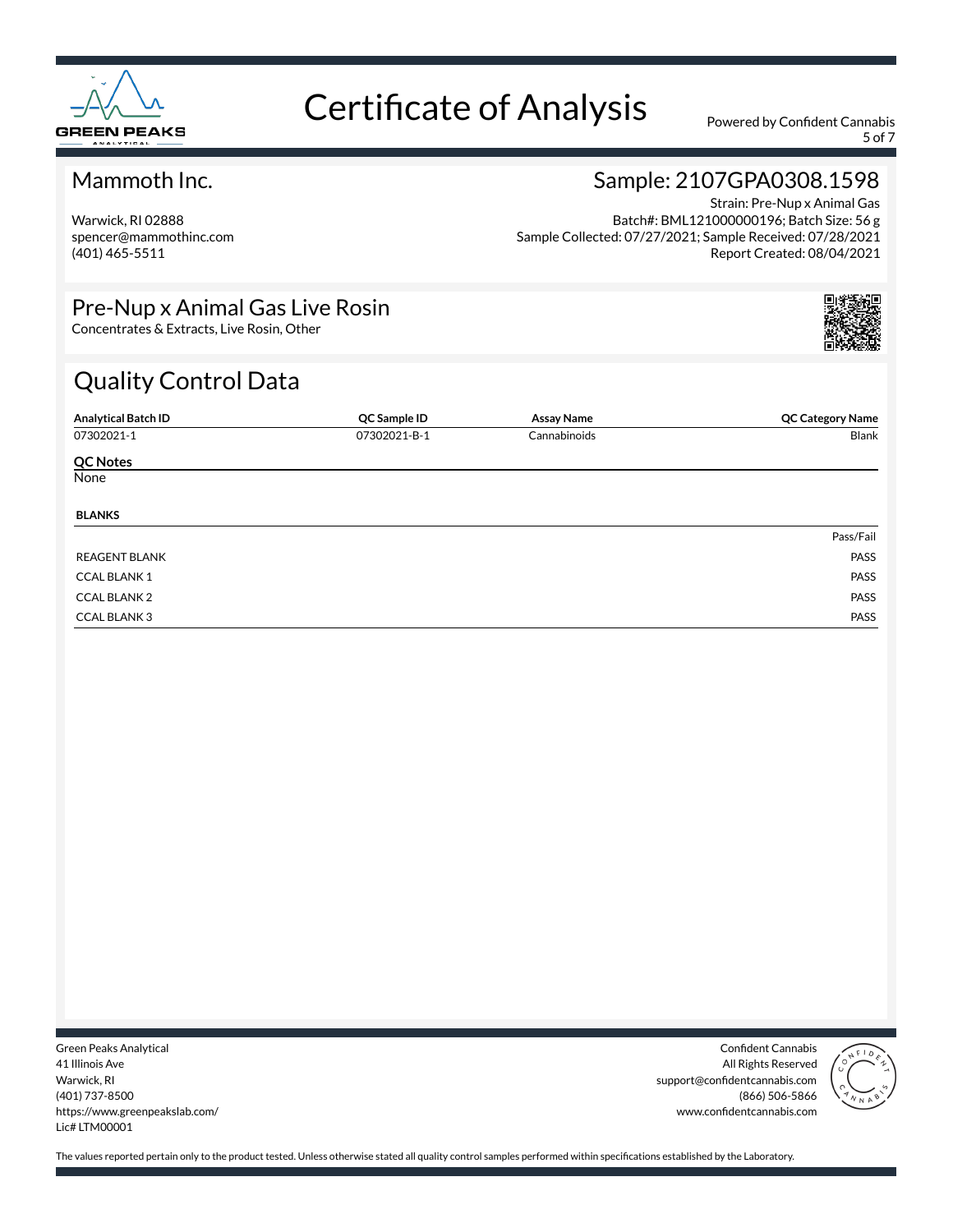# Certificate of Analysis

Powered by Confident Cannabis

## Mammoth Inc.

Warwick, RI 02888
spencer@mammothinc.com
(401) 465-5511

## Sample: 2107GPA0308.1598

Strain: Pre-Nup x Animal Gas
Batch#: BML121000000196; Batch Size: 56 g
Sample Collected: 07/27/2021; Sample Received: 07/28/2021
Report Created: 08/04/2021

## Pre-Nup x Animal Gas Live Rosin

Concentrates & Extracts, Live Rosin, Other

## Quality Control Data

| Analytical Batch ID | QC Sample ID | Assay Name | QC Category Name |
|---|---|---|---|
| 07302021-1 | 07302021-B-1 | Cannabinoids | Blank |

**QC Notes**

None

**BLANKS**

| | Pass/Fail |
|---|---|
| REAGENT BLANK | PASS |
| CCAL BLANK 1 | PASS |
| CCAL BLANK 2 | PASS |
| CCAL BLANK 3 | PASS |

Green Peaks Analytical
41 Illinois Ave
Warwick, RI
(401) 737-8500
https://www.greenpeakslab.com/
Lic# LTM00001

Confident Cannabis
All Rights Reserved
support@confidentcannabis.com
(866) 506-5866
www.confidentcannabis.com

The values reported pertain only to the product tested. Unless otherwise stated all quality control samples performed within specifications established by the Laboratory.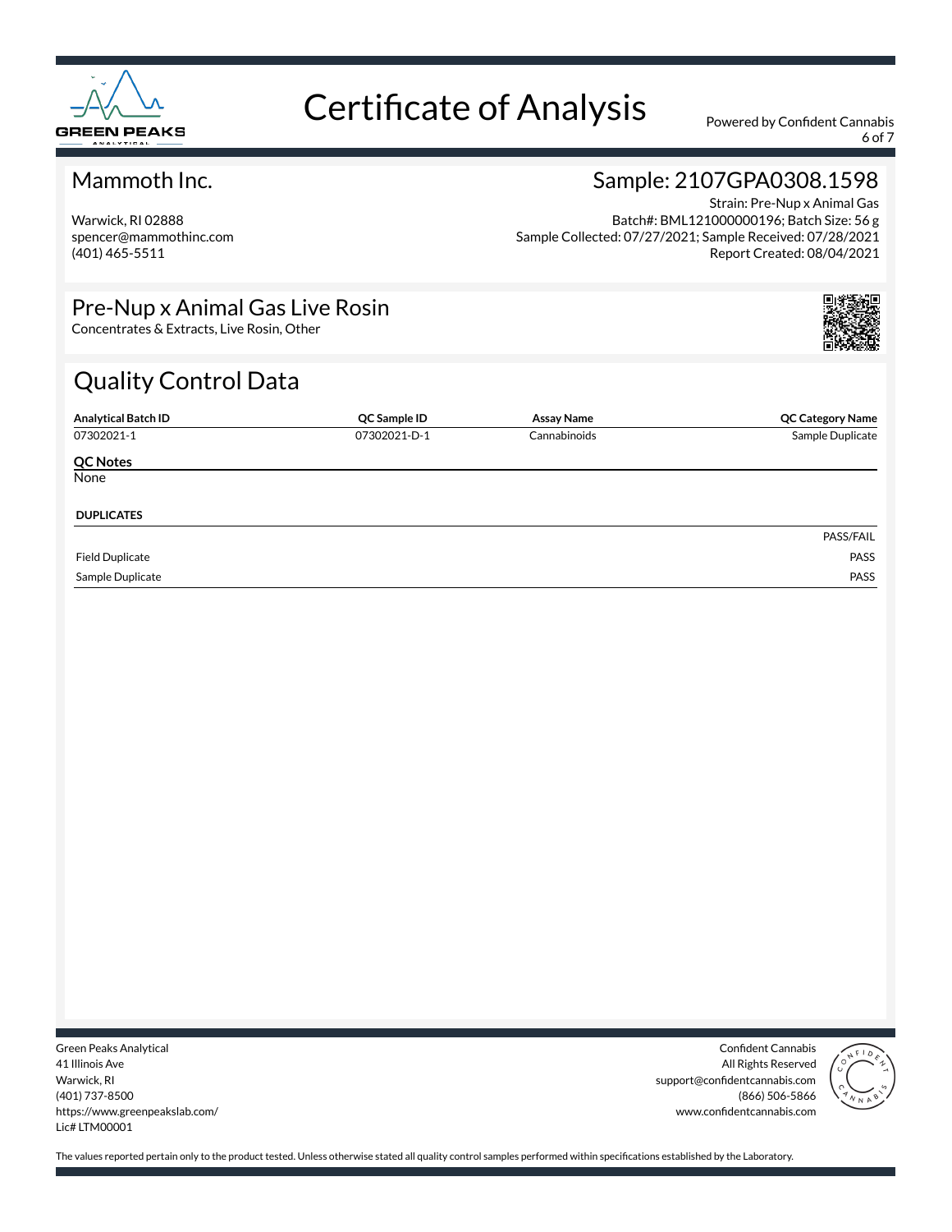# Certificate of Analysis

Powered by Confident Cannabis

## Mammoth Inc.

Warwick, RI 02888
spencer@mammothinc.com
(401) 465-5511

## Sample: 2107GPA0308.1598

Strain: Pre-Nup x Animal Gas
Batch#: BML121000000196; Batch Size: 56 g
Sample Collected: 07/27/2021; Sample Received: 07/28/2021
Report Created: 08/04/2021

## Pre-Nup x Animal Gas Live Rosin

Concentrates & Extracts, Live Rosin, Other

## Quality Control Data

| Analytical Batch ID | QC Sample ID | Assay Name | QC Category Name |
|---|---|---|---|
| 07302021-1 | 07302021-D-1 | Cannabinoids | Sample Duplicate |

**QC Notes**

None

**DUPLICATES**

| | PASS/FAIL |
|---|---|
| Field Duplicate | PASS |
| Sample Duplicate | PASS |

Green Peaks Analytical
41 Illinois Ave
Warwick, RI
(401) 737-8500
https://www.greenpeakslab.com/
Lic# LTM00001

Confident Cannabis
All Rights Reserved
support@confidentcannabis.com
(866) 506-5866
www.confidentcannabis.com

The values reported pertain only to the product tested. Unless otherwise stated all quality control samples performed within specifications established by the Laboratory.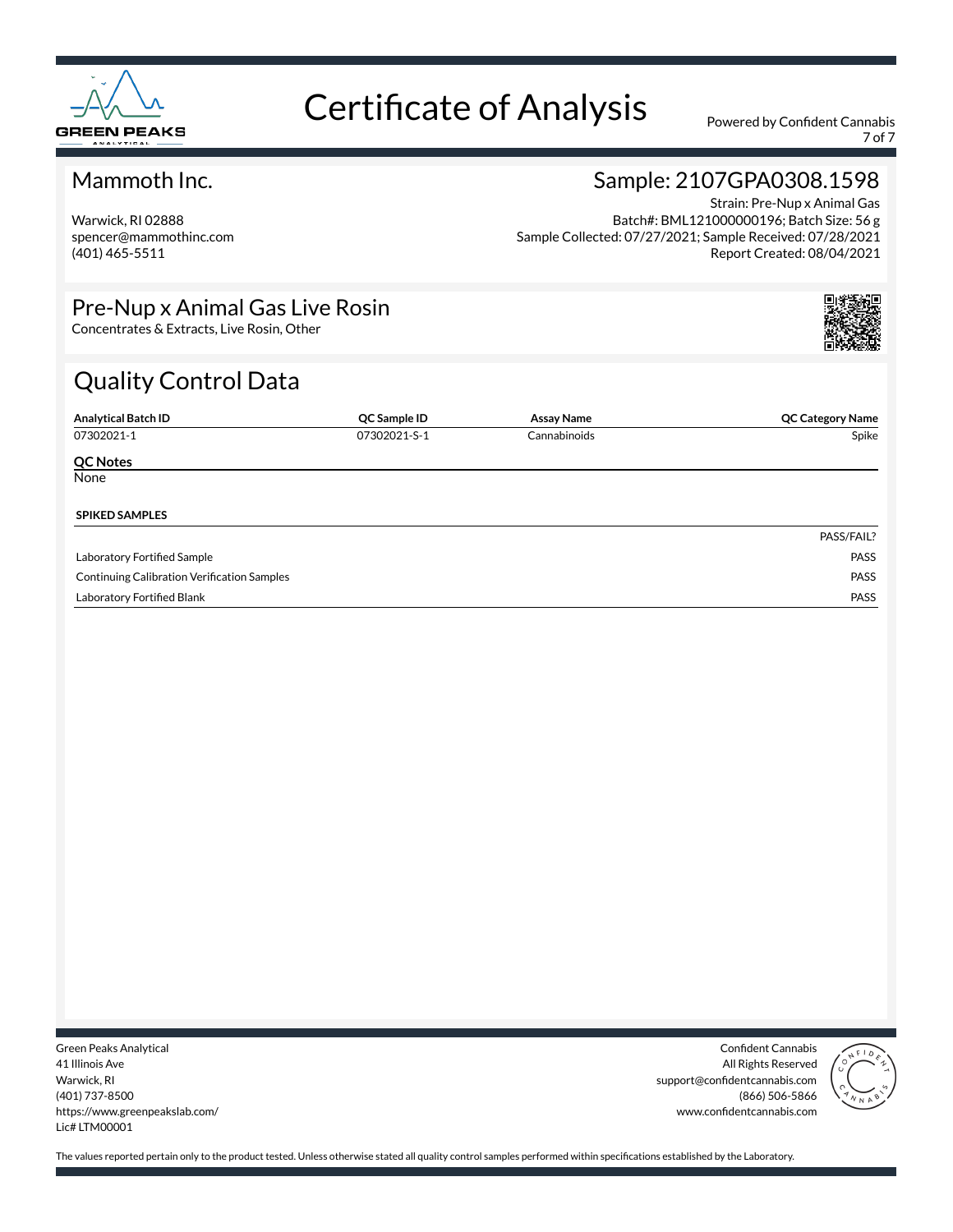# Certificate of Analysis

Powered by Confident Cannabis

## Mammoth Inc.

Warwick, RI 02888
spencer@mammothinc.com
(401) 465-5511

## Sample: 2107GPA0308.1598

Strain: Pre-Nup x Animal Gas
Batch#: BML121000000196; Batch Size: 56 g
Sample Collected: 07/27/2021; Sample Received: 07/28/2021
Report Created: 08/04/2021

## Pre-Nup x Animal Gas Live Rosin

Concentrates & Extracts, Live Rosin, Other

## Quality Control Data

| Analytical Batch ID | QC Sample ID | Assay Name | QC Category Name |
|---|---|---|---|
| 07302021-1 | 07302021-S-1 | Cannabinoids | Spike |

**QC Notes**

None

**SPIKED SAMPLES**

| | PASS/FAIL? |
|---|---|
| Laboratory Fortified Sample | PASS |
| Continuing Calibration Verification Samples | PASS |
| Laboratory Fortified Blank | PASS |

Green Peaks Analytical
41 Illinois Ave
Warwick, RI
(401) 737-8500
https://www.greenpeakslab.com/
Lic# LTM00001

Confident Cannabis
All Rights Reserved
support@confidentcannabis.com
(866) 506-5866
www.confidentcannabis.com

The values reported pertain only to the product tested. Unless otherwise stated all quality control samples performed within specifications established by the Laboratory.